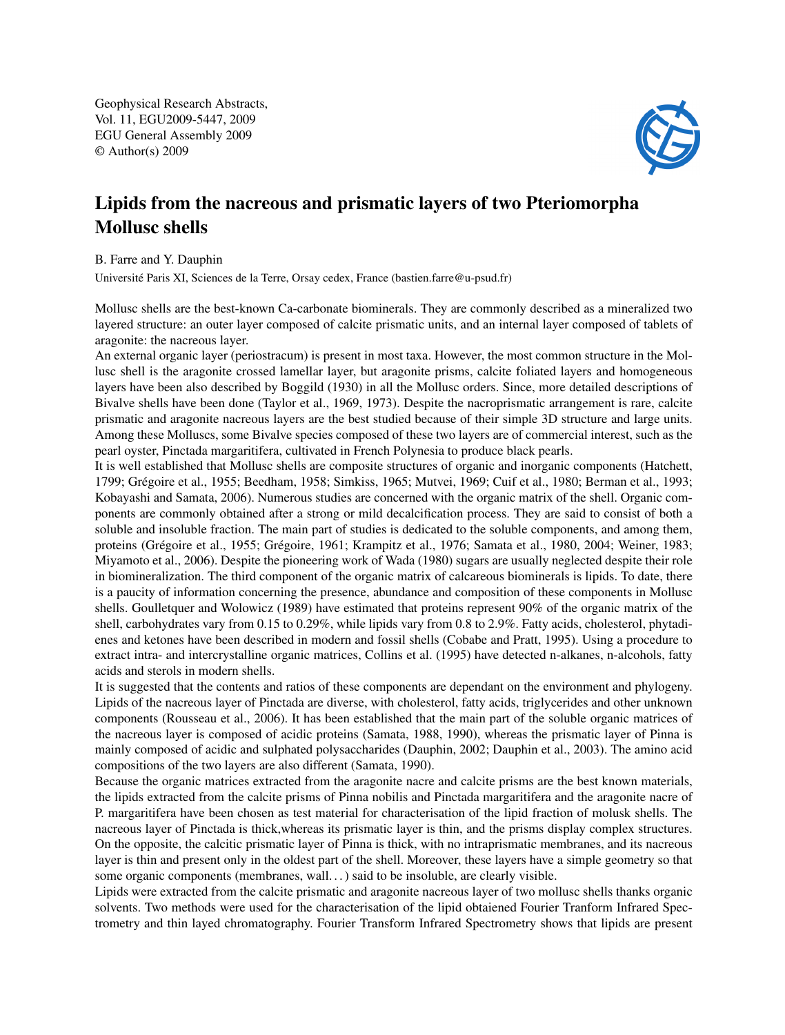# Lipids from the nacreous and prismatic layers of two Pteriomorpha Mollusc shells

B. Farre and Y. Dauphin

Université Paris XI, Sciences de la Terre, Orsay cedex, France (bastien.farre@u-psud.fr)

Mollusc shells are the best-known Ca-carbonate biominerals. They are commonly described as a mineralized two layered structure: an outer layer composed of calcite prismatic units, and an internal layer composed of tablets of aragonite: the nacreous layer.

An external organic layer (periostracum) is present in most taxa. However, the most common structure in the Mollusc shell is the aragonite crossed lamellar layer, but aragonite prisms, calcite foliated layers and homogeneous layers have been also described by Boggild (1930) in all the Mollusc orders. Since, more detailed descriptions of Bivalve shells have been done (Taylor et al., 1969, 1973). Despite the nacroprismatic arrangement is rare, calcite prismatic and aragonite nacreous layers are the best studied because of their simple 3D structure and large units. Among these Molluscs, some Bivalve species composed of these two layers are of commercial interest, such as the pearl oyster, Pinctada margaritifera, cultivated in French Polynesia to produce black pearls.

It is well established that Mollusc shells are composite structures of organic and inorganic components (Hatchett, 1799; Grégoire et al., 1955; Beedham, 1958; Simkiss, 1965; Mutvei, 1969; Cuif et al., 1980; Berman et al., 1993; Kobayashi and Samata, 2006). Numerous studies are concerned with the organic matrix of the shell. Organic components are commonly obtained after a strong or mild decalcification process. They are said to consist of both a soluble and insoluble fraction. The main part of studies is dedicated to the soluble components, and among them, proteins (Grégoire et al., 1955; Grégoire, 1961; Krampitz et al., 1976; Samata et al., 1980, 2004; Weiner, 1983; Miyamoto et al., 2006). Despite the pioneering work of Wada (1980) sugars are usually neglected despite their role in biomineralization. The third component of the organic matrix of calcareous biominerals is lipids. To date, there is a paucity of information concerning the presence, abundance and composition of these components in Mollusc shells. Goulletquer and Wolowicz (1989) have estimated that proteins represent 90% of the organic matrix of the shell, carbohydrates vary from 0.15 to 0.29%, while lipids vary from 0.8 to 2.9%. Fatty acids, cholesterol, phytadienes and ketones have been described in modern and fossil shells (Cobabe and Pratt, 1995). Using a procedure to extract intra- and intercrystalline organic matrices, Collins et al. (1995) have detected n-alkanes, n-alcohols, fatty acids and sterols in modern shells.

It is suggested that the contents and ratios of these components are dependant on the environment and phylogeny. Lipids of the nacreous layer of Pinctada are diverse, with cholesterol, fatty acids, triglycerides and other unknown components (Rousseau et al., 2006). It has been established that the main part of the soluble organic matrices of the nacreous layer is composed of acidic proteins (Samata, 1988, 1990), whereas the prismatic layer of Pinna is mainly composed of acidic and sulphated polysaccharides (Dauphin, 2002; Dauphin et al., 2003). The amino acid compositions of the two layers are also different (Samata, 1990).

Because the organic matrices extracted from the aragonite nacre and calcite prisms are the best known materials, the lipids extracted from the calcite prisms of Pinna nobilis and Pinctada margaritifera and the aragonite nacre of P. margaritifera have been chosen as test material for characterisation of the lipid fraction of molusk shells. The nacreous layer of Pinctada is thick,whereas its prismatic layer is thin, and the prisms display complex structures. On the opposite, the calcitic prismatic layer of Pinna is thick, with no intraprismatic membranes, and its nacreous layer is thin and present only in the oldest part of the shell. Moreover, these layers have a simple geometry so that some organic components (membranes, wall...) said to be insoluble, are clearly visible.

Lipids were extracted from the calcite prismatic and aragonite nacreous layer of two mollusc shells thanks organic solvents. Two methods were used for the characterisation of the lipid obtaiened Fourier Tranform Infrared Spectrometry and thin layed chromatography. Fourier Transform Infrared Spectrometry shows that lipids are present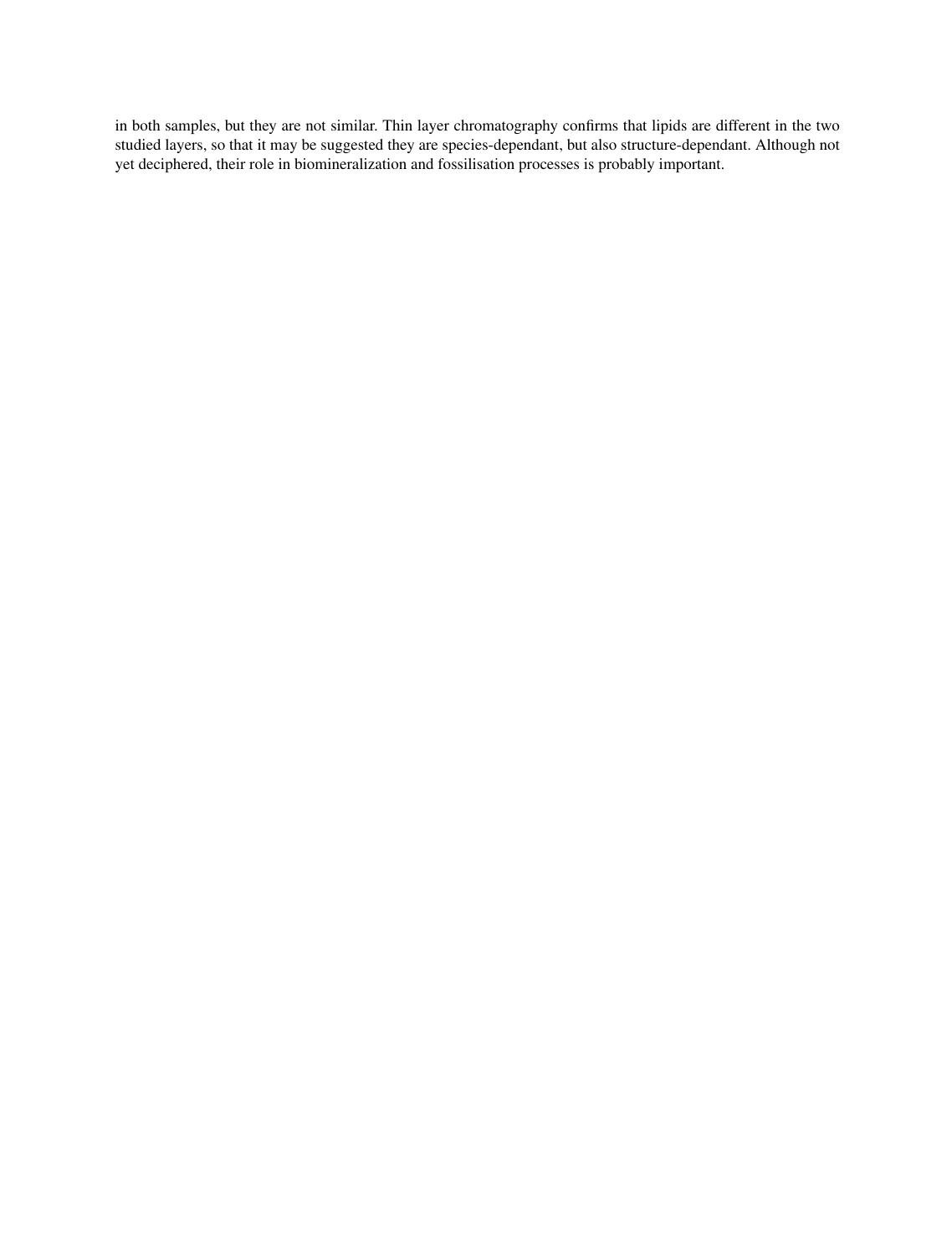in both samples, but they are not similar. Thin layer chromatography confirms that lipids are different in the two studied layers, so that it may be suggested they are species-dependant, but also structure-dependant. Although not yet deciphered, their role in biomineralization and fossilisation processes is probably important.